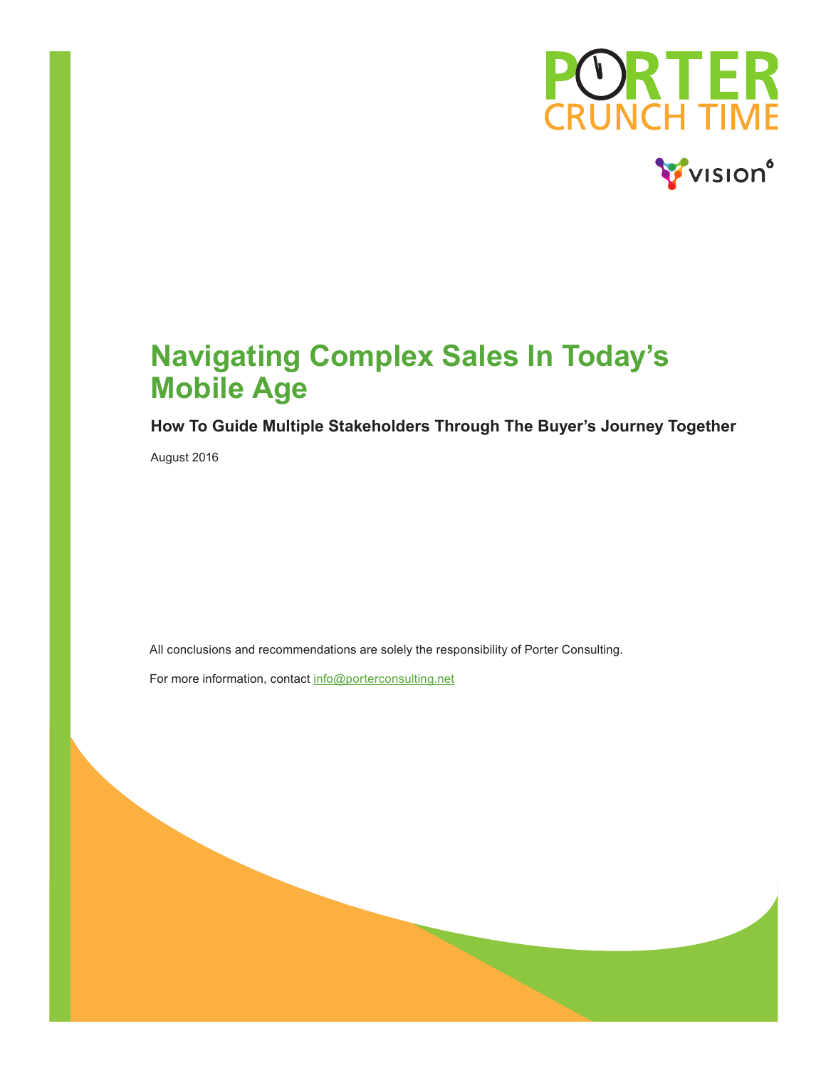PORTER CRUNCH TIME

vision6

# Navigating Complex Sales In Today's Mobile Age

**How To Guide Multiple Stakeholders Through The Buyer's Journey Together**

August 2016

All conclusions and recommendations are solely the responsibility of Porter Consulting.

For more information, contact info@porterconsulting.net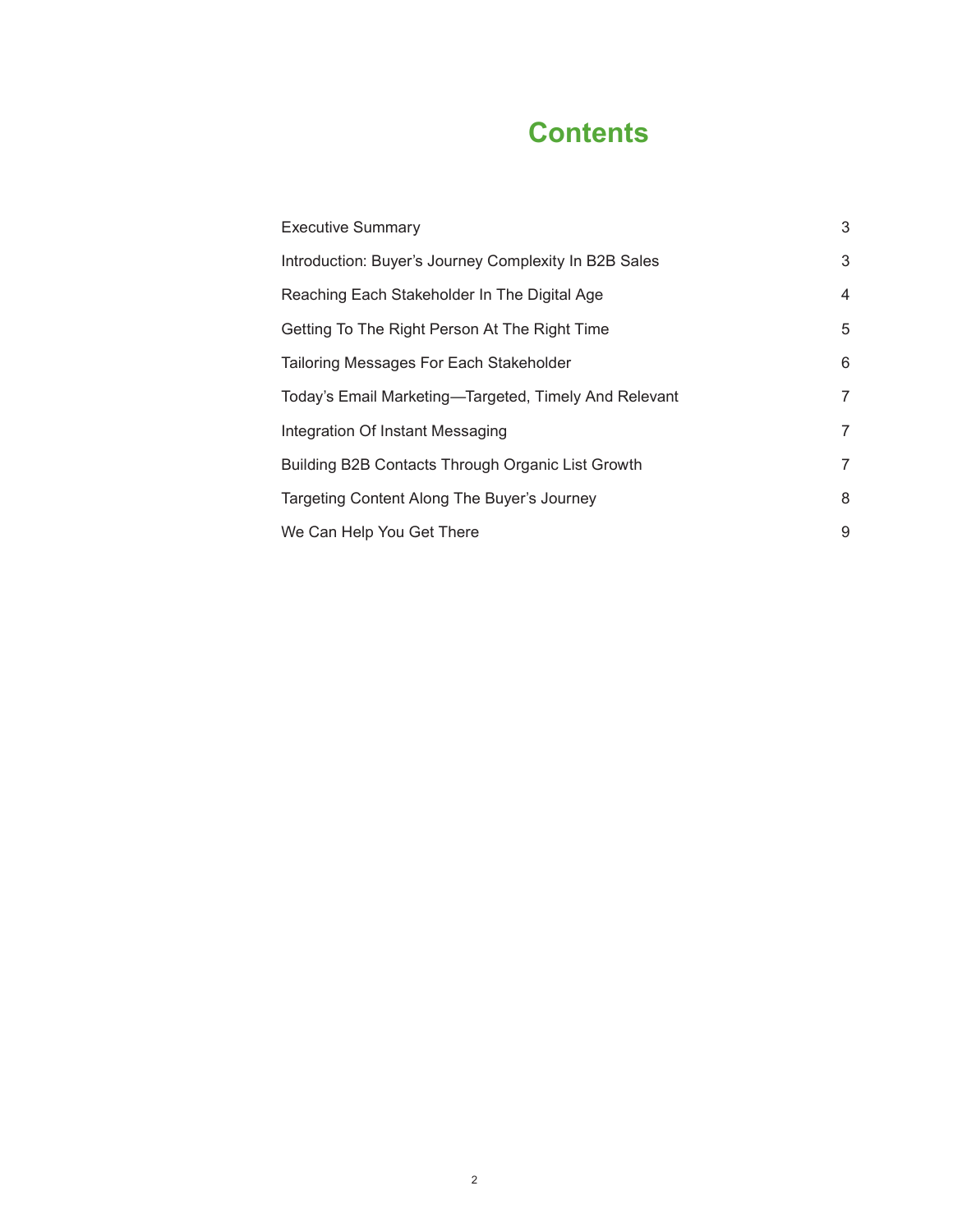# Contents

| | |
|---|---|
| Executive Summary | 3 |
| Introduction: Buyer’s Journey Complexity In B2B Sales | 3 |
| Reaching Each Stakeholder In The Digital Age | 4 |
| Getting To The Right Person At The Right Time | 5 |
| Tailoring Messages For Each Stakeholder | 6 |
| Today’s Email Marketing—Targeted, Timely And Relevant | 7 |
| Integration Of Instant Messaging | 7 |
| Building B2B Contacts Through Organic List Growth | 7 |
| Targeting Content Along The Buyer’s Journey | 8 |
| We Can Help You Get There | 9 |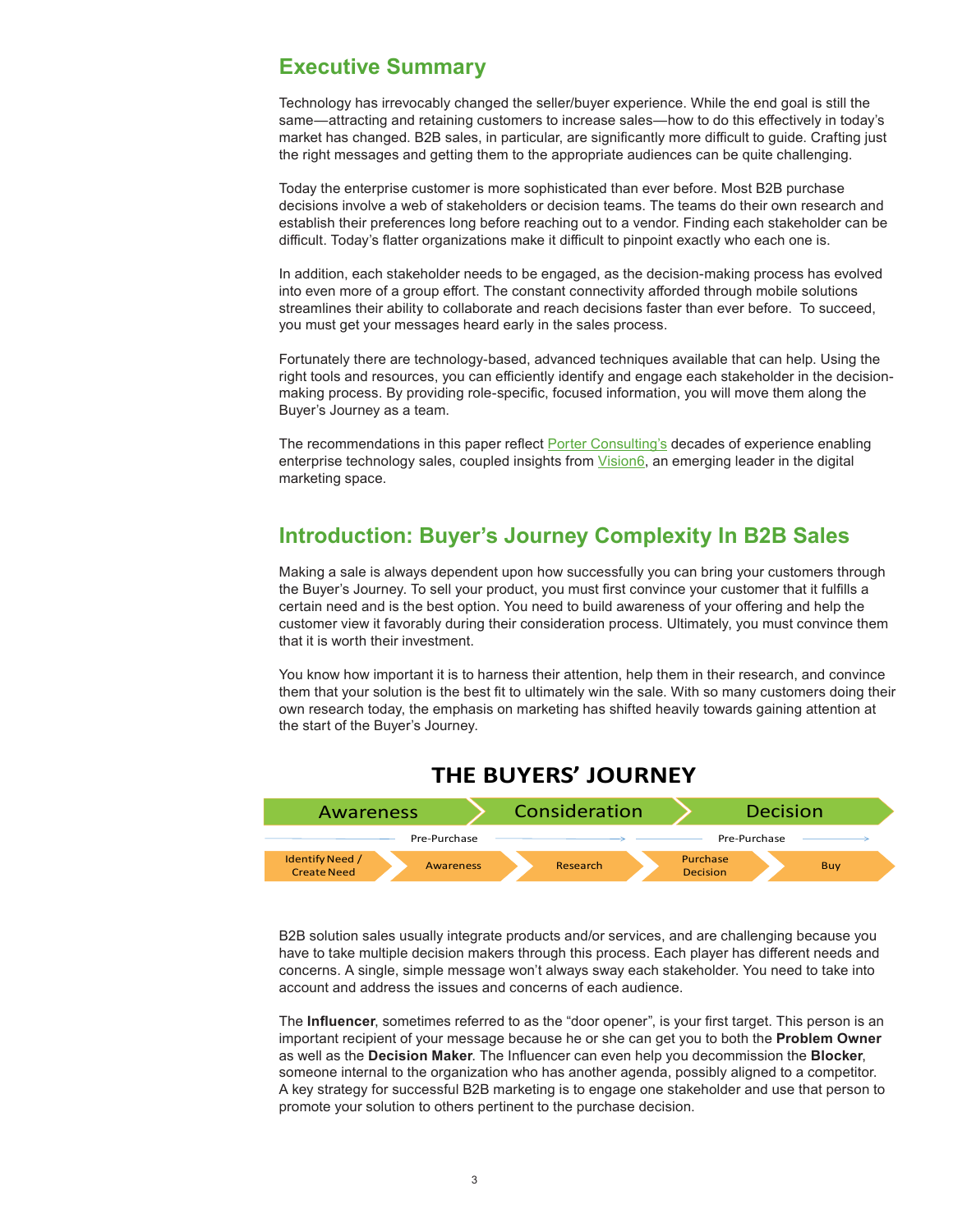## Executive Summary

Technology has irrevocably changed the seller/buyer experience. While the end goal is still the same—attracting and retaining customers to increase sales—how to do this effectively in today's market has changed. B2B sales, in particular, are significantly more difficult to guide. Crafting just the right messages and getting them to the appropriate audiences can be quite challenging.

Today the enterprise customer is more sophisticated than ever before. Most B2B purchase decisions involve a web of stakeholders or decision teams. The teams do their own research and establish their preferences long before reaching out to a vendor. Finding each stakeholder can be difficult. Today's flatter organizations make it difficult to pinpoint exactly who each one is.

In addition, each stakeholder needs to be engaged, as the decision-making process has evolved into even more of a group effort. The constant connectivity afforded through mobile solutions streamlines their ability to collaborate and reach decisions faster than ever before. To succeed, you must get your messages heard early in the sales process.

Fortunately there are technology-based, advanced techniques available that can help. Using the right tools and resources, you can efficiently identify and engage each stakeholder in the decision-making process. By providing role-specific, focused information, you will move them along the Buyer's Journey as a team.

The recommendations in this paper reflect Porter Consulting's decades of experience enabling enterprise technology sales, coupled insights from Vision6, an emerging leader in the digital marketing space.

## Introduction: Buyer's Journey Complexity In B2B Sales

Making a sale is always dependent upon how successfully you can bring your customers through the Buyer's Journey. To sell your product, you must first convince your customer that it fulfills a certain need and is the best option. You need to build awareness of your offering and help the customer view it favorably during their consideration process. Ultimately, you must convince them that it is worth their investment.

You know how important it is to harness their attention, help them in their research, and convince them that your solution is the best fit to ultimately win the sale. With so many customers doing their own research today, the emphasis on marketing has shifted heavily towards gaining attention at the start of the Buyer's Journey.

**THE BUYERS' JOURNEY**

Awareness → Consideration → Decision

Pre-Purchase → Pre-Purchase →

Identify Need / Create Need → Awareness → Research → Purchase Decision → Buy

B2B solution sales usually integrate products and/or services, and are challenging because you have to take multiple decision makers through this process. Each player has different needs and concerns. A single, simple message won't always sway each stakeholder. You need to take into account and address the issues and concerns of each audience.

The **Influencer**, sometimes referred to as the "door opener", is your first target. This person is an important recipient of your message because he or she can get you to both the **Problem Owner** as well as the **Decision Maker**. The Influencer can even help you decommission the **Blocker**, someone internal to the organization who has another agenda, possibly aligned to a competitor. A key strategy for successful B2B marketing is to engage one stakeholder and use that person to promote your solution to others pertinent to the purchase decision.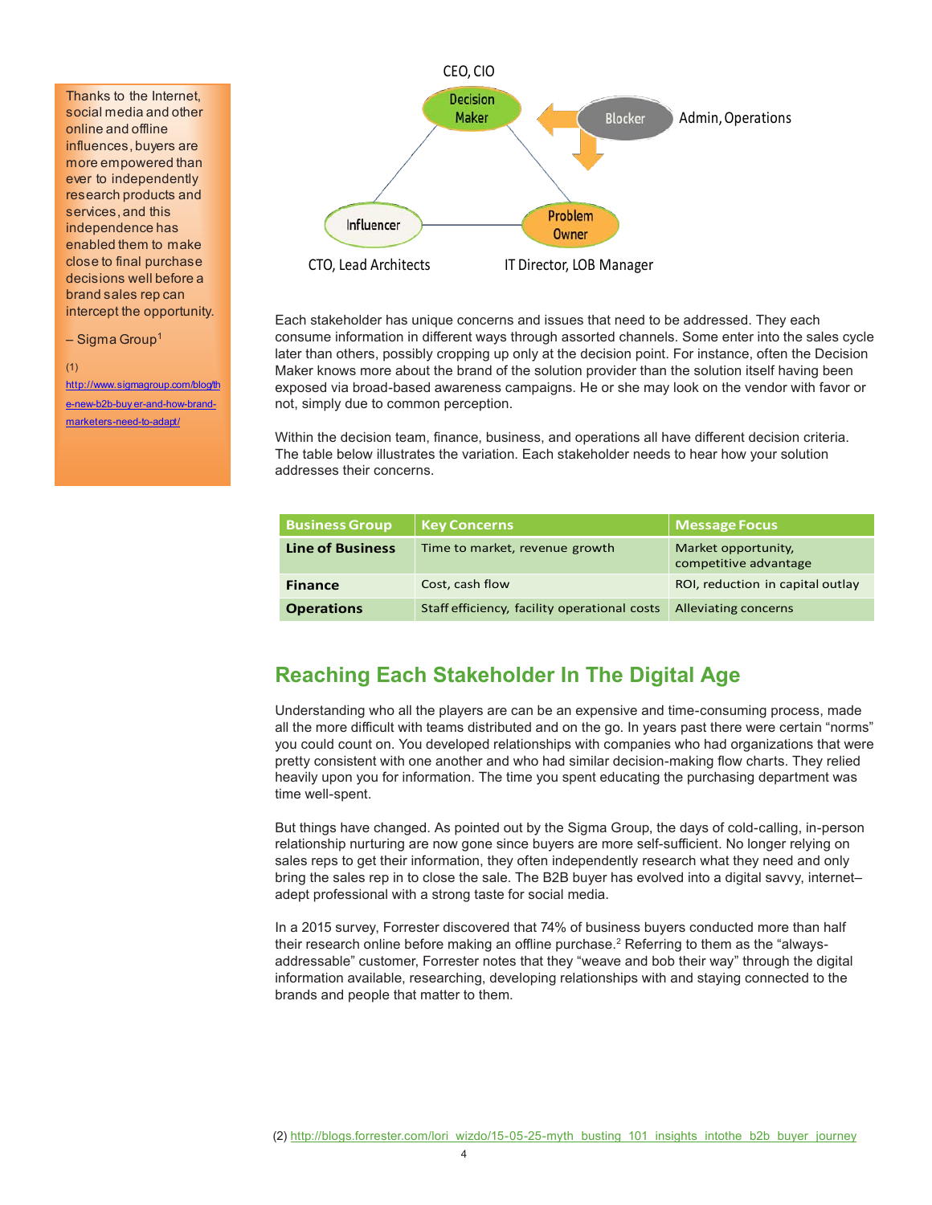Thanks to the Internet, social media and other online and offline influences, buyers are more empowered than ever to independently research products and services, and this independence has enabled them to make close to final purchase decisions well before a brand sales rep can intercept the opportunity.

– Sigma Group[1]

(1) http://www.sigmagroup.com/blog/the-new-b2b-buyer-and-how-brand-marketers-need-to-adapt/

CEO, CIO

Decision Maker

Blocker — Admin, Operations

Influencer — CTO, Lead Architects

Problem Owner — IT Director, LOB Manager

Each stakeholder has unique concerns and issues that need to be addressed. They each consume information in different ways through assorted channels. Some enter into the sales cycle later than others, possibly cropping up only at the decision point. For instance, often the Decision Maker knows more about the brand of the solution provider than the solution itself having been exposed via broad-based awareness campaigns. He or she may look on the vendor with favor or not, simply due to common perception.

Within the decision team, finance, business, and operations all have different decision criteria. The table below illustrates the variation. Each stakeholder needs to hear how your solution addresses their concerns.

| Business Group | Key Concerns | Message Focus |
|---|---|---|
| **Line of Business** | Time to market, revenue growth | Market opportunity, competitive advantage |
| **Finance** | Cost, cash flow | ROI, reduction in capital outlay |
| **Operations** | Staff efficiency, facility operational costs | Alleviating concerns |

## Reaching Each Stakeholder In The Digital Age

Understanding who all the players are can be an expensive and time-consuming process, made all the more difficult with teams distributed and on the go. In years past there were certain "norms" you could count on. You developed relationships with companies who had organizations that were pretty consistent with one another and who had similar decision-making flow charts. They relied heavily upon you for information. The time you spent educating the purchasing department was time well-spent.

But things have changed. As pointed out by the Sigma Group, the days of cold-calling, in-person relationship nurturing are now gone since buyers are more self-sufficient. No longer relying on sales reps to get their information, they often independently research what they need and only bring the sales rep in to close the sale. The B2B buyer has evolved into a digital savvy, internet–adept professional with a strong taste for social media.

In a 2015 survey, Forrester discovered that 74% of business buyers conducted more than half their research online before making an offline purchase.[2] Referring to them as the "always-addressable" customer, Forrester notes that they "weave and bob their way" through the digital information available, researching, developing relationships with and staying connected to the brands and people that matter to them.

(2) http://blogs.forrester.com/lori_wizdo/15-05-25-myth_busting_101_insights_intothe_b2b_buyer_journey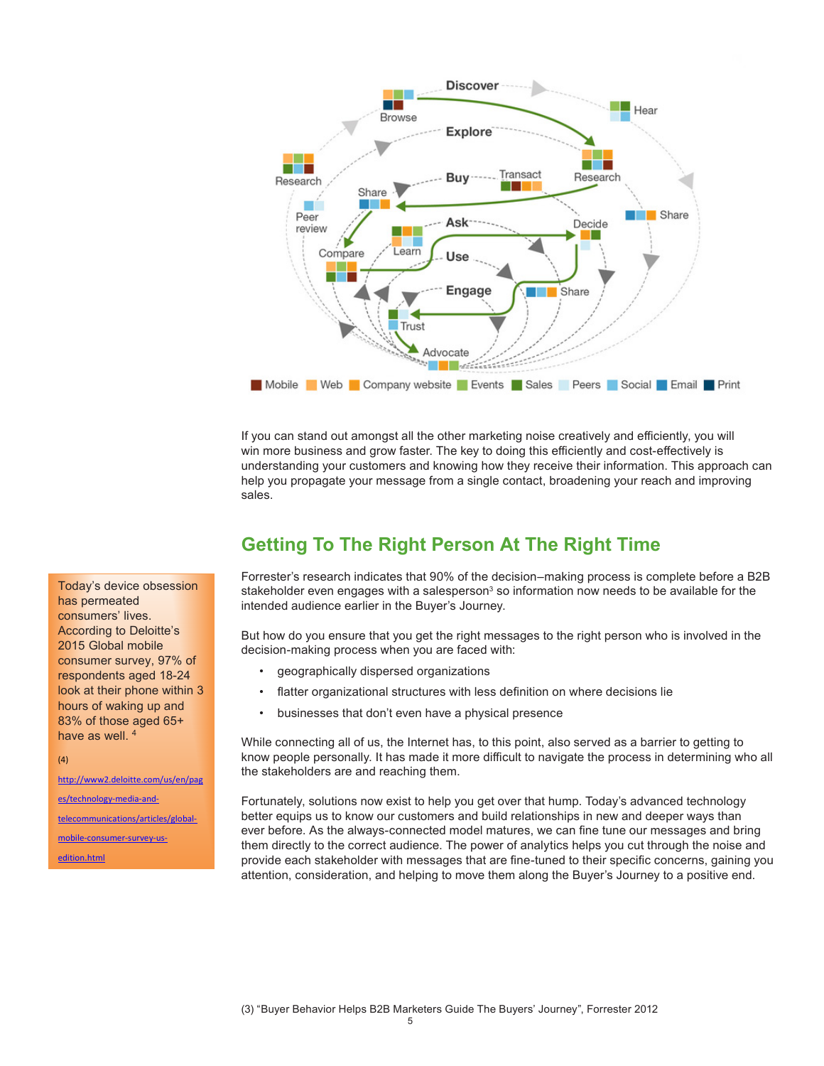Discover

Browse

Hear

Explore

Research

Research

Buy

Transact

Share

Share

Peer review

Ask

Decide

Learn

Compare

Use

Engage

Share

Trust

Advocate

Mobile | Web | Company website | Events | Sales | Peers | Social | Email | Print

If you can stand out amongst all the other marketing noise creatively and efficiently, you will win more business and grow faster. The key to doing this efficiently and cost-effectively is understanding your customers and knowing how they receive their information. This approach can help you propagate your message from a single contact, broadening your reach and improving sales.

## Getting To The Right Person At The Right Time

Forrester's research indicates that 90% of the decision–making process is complete before a B2B stakeholder even engages with a salesperson[3] so information now needs to be available for the intended audience earlier in the Buyer's Journey.

But how do you ensure that you get the right messages to the right person who is involved in the decision-making process when you are faced with:

- geographically dispersed organizations
- flatter organizational structures with less definition on where decisions lie
- businesses that don't even have a physical presence

While connecting all of us, the Internet has, to this point, also served as a barrier to getting to know people personally. It has made it more difficult to navigate the process in determining who all the stakeholders are and reaching them.

Fortunately, solutions now exist to help you get over that hump. Today's advanced technology better equips us to know our customers and build relationships in new and deeper ways than ever before. As the always-connected model matures, we can fine tune our messages and bring them directly to the correct audience. The power of analytics helps you cut through the noise and provide each stakeholder with messages that are fine-tuned to their specific concerns, gaining you attention, consideration, and helping to move them along the Buyer's Journey to a positive end.

Today's device obsession has permeated consumers' lives. According to Deloitte's 2015 Global mobile consumer survey, 97% of respondents aged 18-24 look at their phone within 3 hours of waking up and 83% of those aged 65+ have as well. [4]

(4)

http://www2.deloitte.com/us/en/pages/technology-media-and-telecommunications/articles/global-mobile-consumer-survey-us-edition.html

(3) "Buyer Behavior Helps B2B Marketers Guide The Buyers' Journey", Forrester 2012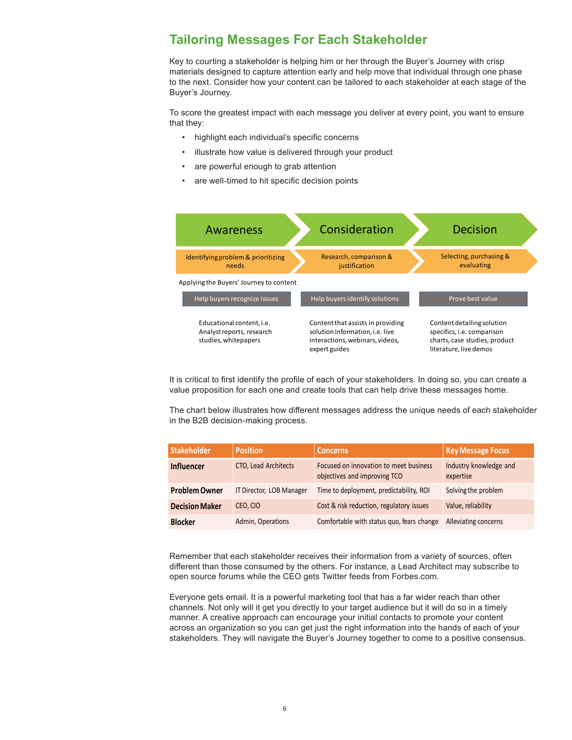## Tailoring Messages For Each Stakeholder

Key to courting a stakeholder is helping him or her through the Buyer's Journey with crisp materials designed to capture attention early and help move that individual through one phase to the next. Consider how your content can be tailored to each stakeholder at each stage of the Buyer's Journey.

To score the greatest impact with each message you deliver at every point, you want to ensure that they:

- highlight each individual's specific concerns
- illustrate how value is delivered through your product
- are powerful enough to grab attention
- are well-timed to hit specific decision points

| Awareness | Consideration | Decision |
|---|---|---|
| Identifying problem & prioritizing needs | Research, comparison & justification | Selecting, purchasing & evaluating |

Applying the Buyers' Journey to content

| Help buyers recognize issues | Help buyers identify solutions | Prove best value |
|---|---|---|
| Educational content, i.e. Analyst reports, research studies, whitepapers | Content that assists in providing solution information, i.e. live interactions, webinars, videos, expert guides | Content detailing solution specifics, i.e. comparison charts, case studies, product literature, live demos |

It is critical to first identify the profile of each of your stakeholders. In doing so, you can create a value proposition for each one and create tools that can help drive these messages home.

The chart below illustrates how different messages address the unique needs of each stakeholder in the B2B decision-making process.

| Stakeholder | Position | Concerns | Key Message Focus |
|---|---|---|---|
| **Influencer** | CTO, Lead Architects | Focused on innovation to meet business objectives and improving TCO | Industry knowledge and expertise |
| **Problem Owner** | IT Director, LOB Manager | Time to deployment, predictability, ROI | Solving the problem |
| **Decision Maker** | CEO, CIO | Cost & risk reduction, regulatory issues | Value, reliability |
| **Blocker** | Admin, Operations | Comfortable with status quo, fears change | Alleviating concerns |

Remember that each stakeholder receives their information from a variety of sources, often different than those consumed by the others. For instance, a Lead Architect may subscribe to open source forums while the CEO gets Twitter feeds from Forbes.com.

Everyone gets email. It is a powerful marketing tool that has a far wider reach than other channels. Not only will it get you directly to your target audience but it will do so in a timely manner. A creative approach can encourage your initial contacts to promote your content across an organization so you can get just the right information into the hands of each of your stakeholders. They will navigate the Buyer's Journey together to come to a positive consensus.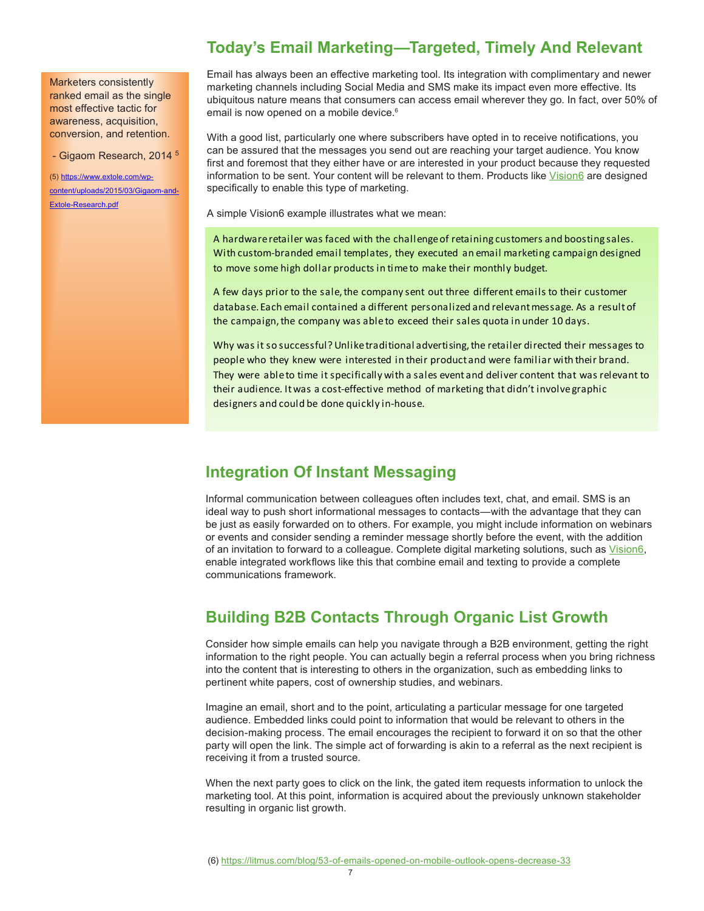## Today's Email Marketing—Targeted, Timely And Relevant

> Marketers consistently ranked email as the single most effective tactic for awareness, acquisition, conversion, and retention.
>
> - Gigaom Research, 2014 [5]
>
> (5) https://www.extole.com/wp-content/uploads/2015/03/Gigaom-and-Extole-Research.pdf

Email has always been an effective marketing tool. Its integration with complimentary and newer marketing channels including Social Media and SMS make its impact even more effective. Its ubiquitous nature means that consumers can access email wherever they go. In fact, over 50% of email is now opened on a mobile device.[6]

With a good list, particularly one where subscribers have opted in to receive notifications, you can be assured that the messages you send out are reaching your target audience. You know first and foremost that they either have or are interested in your product because they requested information to be sent. Your content will be relevant to them. Products like [Vision6](#) are designed specifically to enable this type of marketing.

A simple Vision6 example illustrates what we mean:

> A hardware retailer was faced with the challenge of retaining customers and boosting sales. With custom-branded email templates, they executed an email marketing campaign designed to move some high dollar products in time to make their monthly budget.
>
> A few days prior to the sale, the company sent out three different emails to their customer database. Each email contained a different personalized and relevant message. As a result of the campaign, the company was able to exceed their sales quota in under 10 days.
>
> Why was it so successful? Unlike traditional advertising, the retailer directed their messages to people who they knew were interested in their product and were familiar with their brand. They were able to time it specifically with a sales event and deliver content that was relevant to their audience. It was a cost-effective method of marketing that didn't involve graphic designers and could be done quickly in-house.

## Integration Of Instant Messaging

Informal communication between colleagues often includes text, chat, and email. SMS is an ideal way to push short informational messages to contacts—with the advantage that they can be just as easily forwarded on to others. For example, you might include information on webinars or events and consider sending a reminder message shortly before the event, with the addition of an invitation to forward to a colleague. Complete digital marketing solutions, such as [Vision6](#), enable integrated workflows like this that combine email and texting to provide a complete communications framework.

## Building B2B Contacts Through Organic List Growth

Consider how simple emails can help you navigate through a B2B environment, getting the right information to the right people. You can actually begin a referral process when you bring richness into the content that is interesting to others in the organization, such as embedding links to pertinent white papers, cost of ownership studies, and webinars.

Imagine an email, short and to the point, articulating a particular message for one targeted audience. Embedded links could point to information that would be relevant to others in the decision-making process. The email encourages the recipient to forward it on so that the other party will open the link. The simple act of forwarding is akin to a referral as the next recipient is receiving it from a trusted source.

When the next party goes to click on the link, the gated item requests information to unlock the marketing tool. At this point, information is acquired about the previously unknown stakeholder resulting in organic list growth.

(6) https://litmus.com/blog/53-of-emails-opened-on-mobile-outlook-opens-decrease-33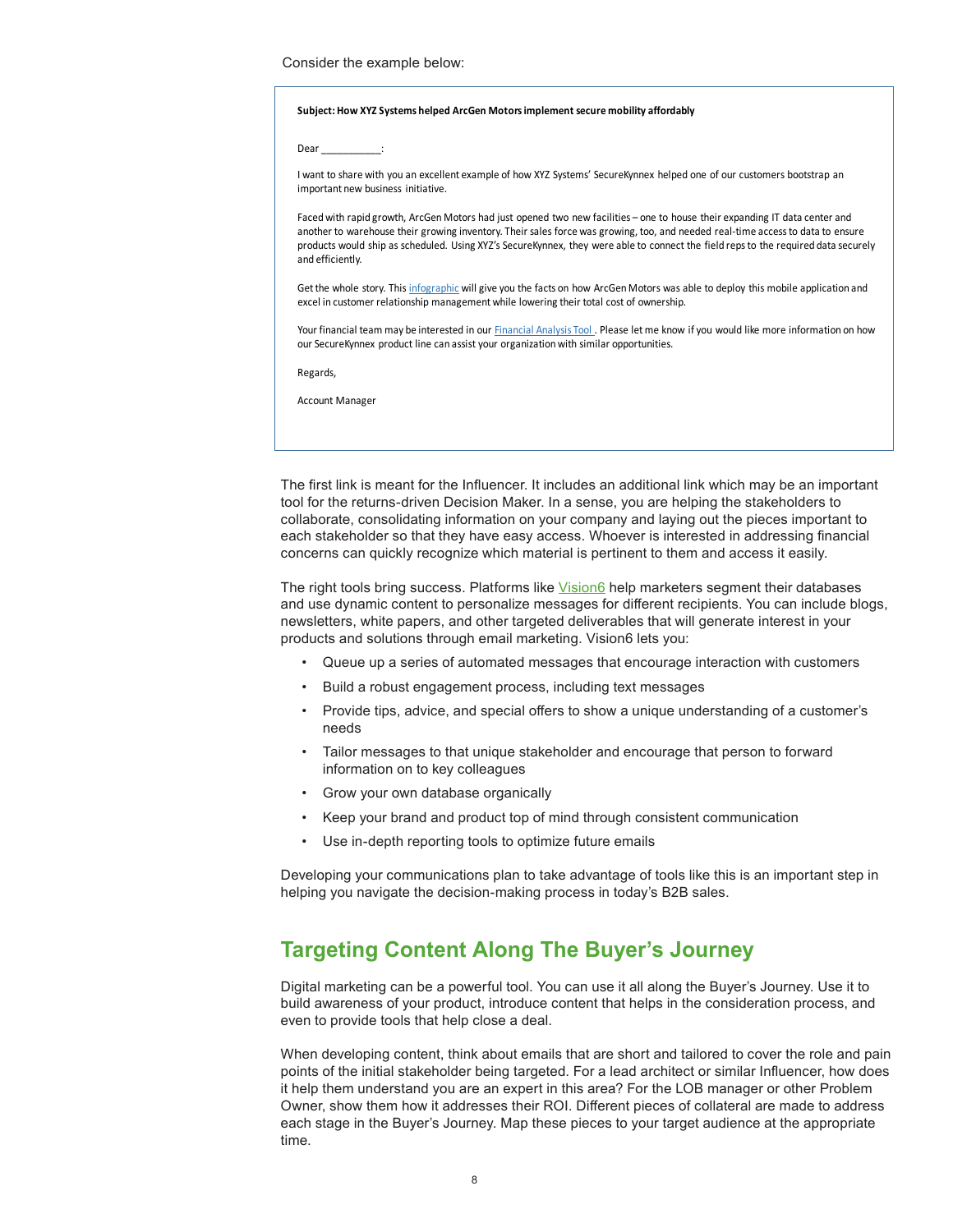Consider the example below:

> **Subject: How XYZ Systems helped ArcGen Motors implement secure mobility affordably**
>
> Dear __________:
>
> I want to share with you an excellent example of how XYZ Systems' SecureKynnex helped one of our customers bootstrap an important new business initiative.
>
> Faced with rapid growth, ArcGen Motors had just opened two new facilities – one to house their expanding IT data center and another to warehouse their growing inventory. Their sales force was growing, too, and needed real-time access to data to ensure products would ship as scheduled. Using XYZ's SecureKynnex, they were able to connect the field reps to the required data securely and efficiently.
>
> Get the whole story. This infographic will give you the facts on how ArcGen Motors was able to deploy this mobile application and excel in customer relationship management while lowering their total cost of ownership.
>
> Your financial team may be interested in our Financial Analysis Tool . Please let me know if you would like more information on how our SecureKynnex product line can assist your organization with similar opportunities.
>
> Regards,
>
> Account Manager

The first link is meant for the Influencer. It includes an additional link which may be an important tool for the returns-driven Decision Maker. In a sense, you are helping the stakeholders to collaborate, consolidating information on your company and laying out the pieces important to each stakeholder so that they have easy access. Whoever is interested in addressing financial concerns can quickly recognize which material is pertinent to them and access it easily.

The right tools bring success. Platforms like Vision6 help marketers segment their databases and use dynamic content to personalize messages for different recipients. You can include blogs, newsletters, white papers, and other targeted deliverables that will generate interest in your products and solutions through email marketing. Vision6 lets you:

- Queue up a series of automated messages that encourage interaction with customers
- Build a robust engagement process, including text messages
- Provide tips, advice, and special offers to show a unique understanding of a customer's needs
- Tailor messages to that unique stakeholder and encourage that person to forward information on to key colleagues
- Grow your own database organically
- Keep your brand and product top of mind through consistent communication
- Use in-depth reporting tools to optimize future emails

Developing your communications plan to take advantage of tools like this is an important step in helping you navigate the decision-making process in today's B2B sales.

## Targeting Content Along The Buyer's Journey

Digital marketing can be a powerful tool. You can use it all along the Buyer's Journey. Use it to build awareness of your product, introduce content that helps in the consideration process, and even to provide tools that help close a deal.

When developing content, think about emails that are short and tailored to cover the role and pain points of the initial stakeholder being targeted. For a lead architect or similar Influencer, how does it help them understand you are an expert in this area? For the LOB manager or other Problem Owner, show them how it addresses their ROI. Different pieces of collateral are made to address each stage in the Buyer's Journey. Map these pieces to your target audience at the appropriate time.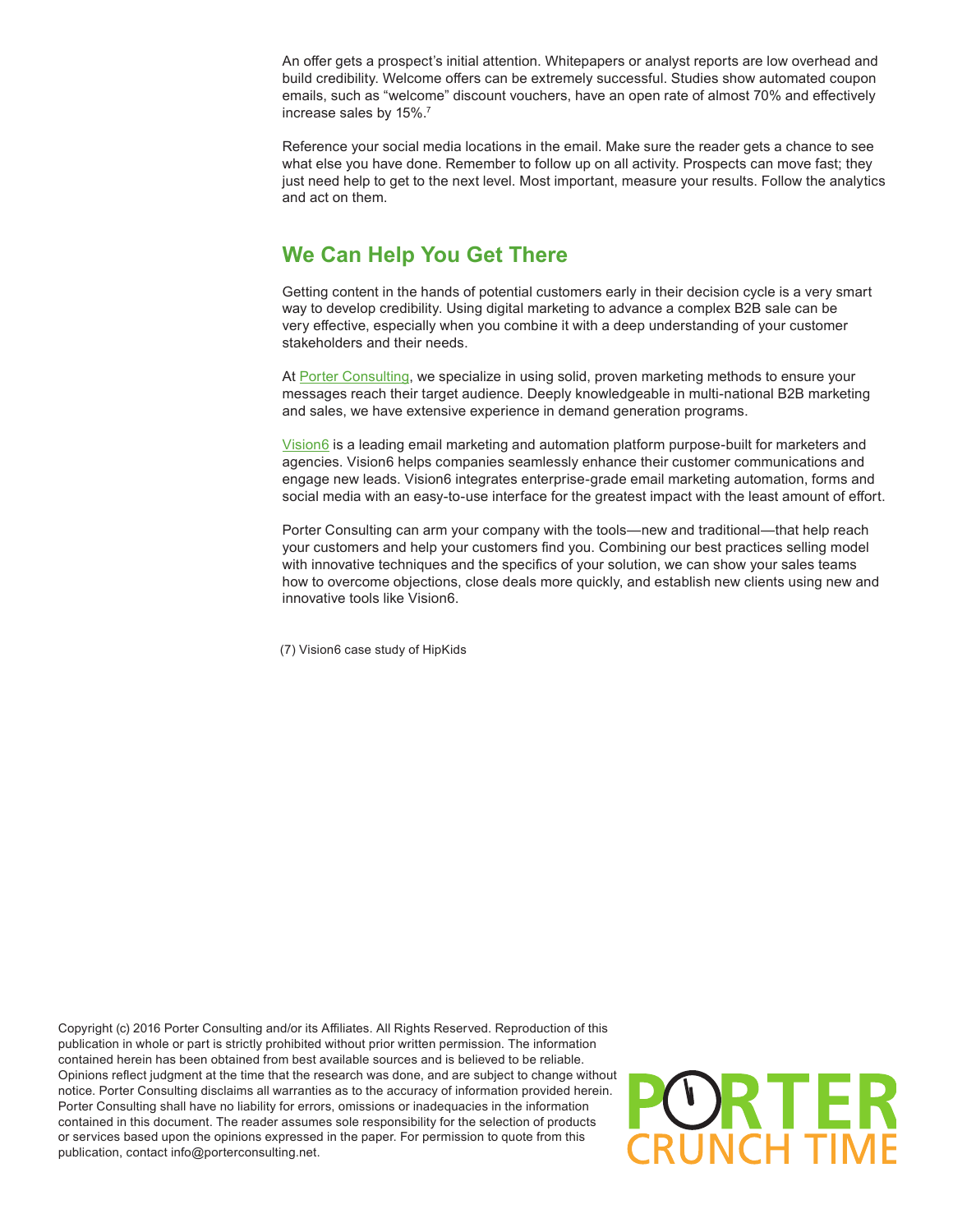An offer gets a prospect's initial attention. Whitepapers or analyst reports are low overhead and build credibility. Welcome offers can be extremely successful. Studies show automated coupon emails, such as "welcome" discount vouchers, have an open rate of almost 70% and effectively increase sales by 15%.[7]

Reference your social media locations in the email. Make sure the reader gets a chance to see what else you have done. Remember to follow up on all activity. Prospects can move fast; they just need help to get to the next level. Most important, measure your results. Follow the analytics and act on them.

## We Can Help You Get There

Getting content in the hands of potential customers early in their decision cycle is a very smart way to develop credibility. Using digital marketing to advance a complex B2B sale can be very effective, especially when you combine it with a deep understanding of your customer stakeholders and their needs.

At Porter Consulting, we specialize in using solid, proven marketing methods to ensure your messages reach their target audience. Deeply knowledgeable in multi-national B2B marketing and sales, we have extensive experience in demand generation programs.

Vision6 is a leading email marketing and automation platform purpose-built for marketers and agencies. Vision6 helps companies seamlessly enhance their customer communications and engage new leads. Vision6 integrates enterprise-grade email marketing automation, forms and social media with an easy-to-use interface for the greatest impact with the least amount of effort.

Porter Consulting can arm your company with the tools—new and traditional—that help reach your customers and help your customers find you. Combining our best practices selling model with innovative techniques and the specifics of your solution, we can show your sales teams how to overcome objections, close deals more quickly, and establish new clients using new and innovative tools like Vision6.

(7) Vision6 case study of HipKids

Copyright (c) 2016 Porter Consulting and/or its Affiliates. All Rights Reserved. Reproduction of this publication in whole or part is strictly prohibited without prior written permission. The information contained herein has been obtained from best available sources and is believed to be reliable. Opinions reflect judgment at the time that the research was done, and are subject to change without notice. Porter Consulting disclaims all warranties as to the accuracy of information provided herein. Porter Consulting shall have no liability for errors, omissions or inadequacies in the information contained in this document. The reader assumes sole responsibility for the selection of products or services based upon the opinions expressed in the paper. For permission to quote from this publication, contact info@porterconsulting.net.

PORTER
CRUNCH TIME